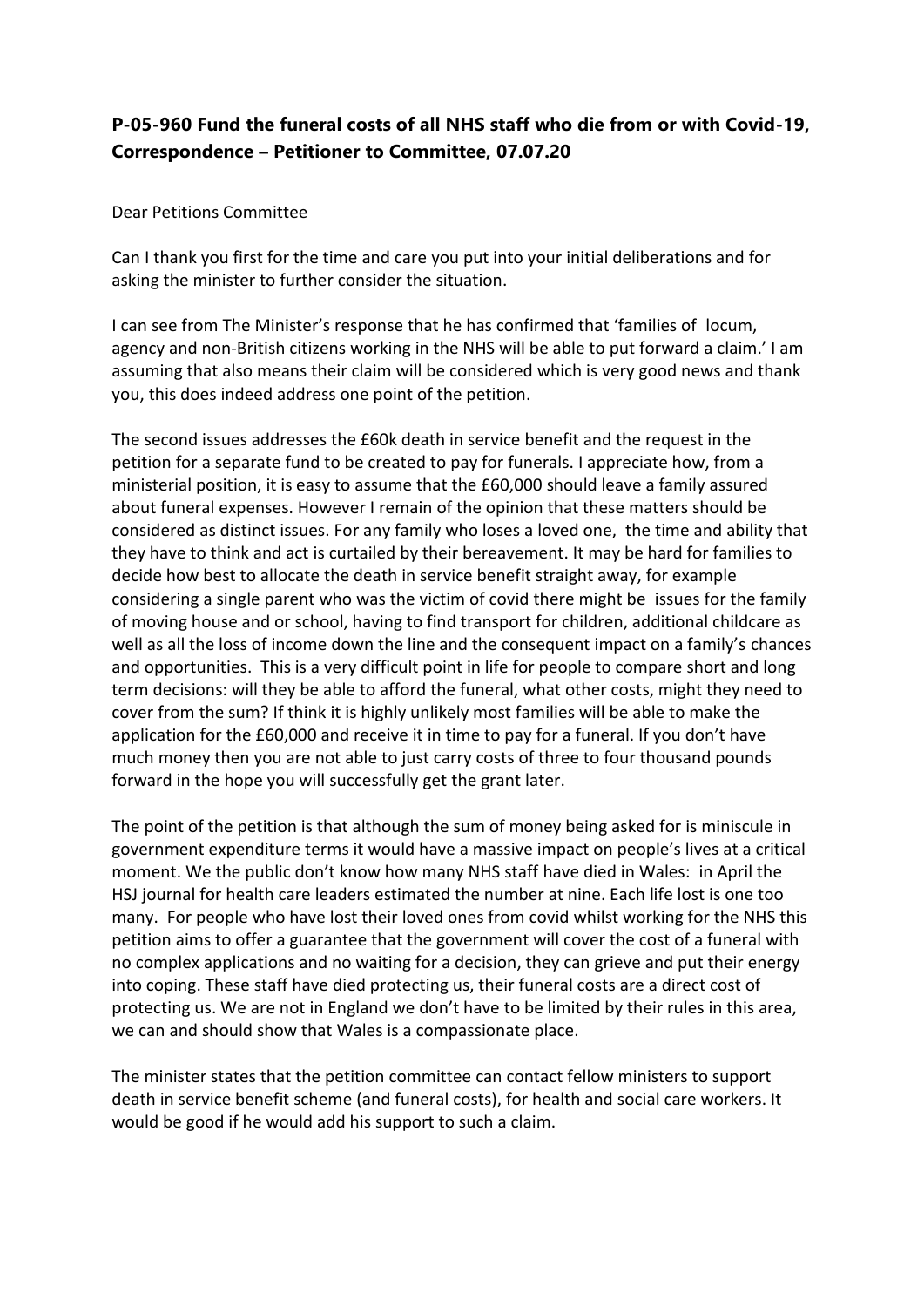**P-05-960 Fund the funeral costs of all NHS staff who die from or with Covid-19, Correspondence – Petitioner to Committee, 07.07.20**

Dear Petitions Committee

Can I thank you first for the time and care you put into your initial deliberations and for asking the minister to further consider the situation.

I can see from The Minister's response that he has confirmed that 'families of locum, agency and non-British citizens working in the NHS will be able to put forward a claim.' I am assuming that also means their claim will be considered which is very good news and thank you, this does indeed address one point of the petition.

The second issues addresses the £60k death in service benefit and the request in the petition for a separate fund to be created to pay for funerals. I appreciate how, from a ministerial position, it is easy to assume that the £60,000 should leave a family assured about funeral expenses. However I remain of the opinion that these matters should be considered as distinct issues. For any family who loses a loved one, the time and ability that they have to think and act is curtailed by their bereavement. It may be hard for families to decide how best to allocate the death in service benefit straight away, for example considering a single parent who was the victim of covid there might be issues for the family of moving house and or school, having to find transport for children, additional childcare as well as all the loss of income down the line and the consequent impact on a family's chances and opportunities. This is a very difficult point in life for people to compare short and long term decisions: will they be able to afford the funeral, what other costs, might they need to cover from the sum? If think it is highly unlikely most families will be able to make the application for the £60,000 and receive it in time to pay for a funeral. If you don't have much money then you are not able to just carry costs of three to four thousand pounds forward in the hope you will successfully get the grant later.

The point of the petition is that although the sum of money being asked for is miniscule in government expenditure terms it would have a massive impact on people's lives at a critical moment. We the public don't know how many NHS staff have died in Wales: in April the HSJ journal for health care leaders estimated the number at nine. Each life lost is one too many. For people who have lost their loved ones from covid whilst working for the NHS this petition aims to offer a guarantee that the government will cover the cost of a funeral with no complex applications and no waiting for a decision, they can grieve and put their energy into coping. These staff have died protecting us, their funeral costs are a direct cost of protecting us. We are not in England we don't have to be limited by their rules in this area, we can and should show that Wales is a compassionate place.

The minister states that the petition committee can contact fellow ministers to support death in service benefit scheme (and funeral costs), for health and social care workers. It would be good if he would add his support to such a claim.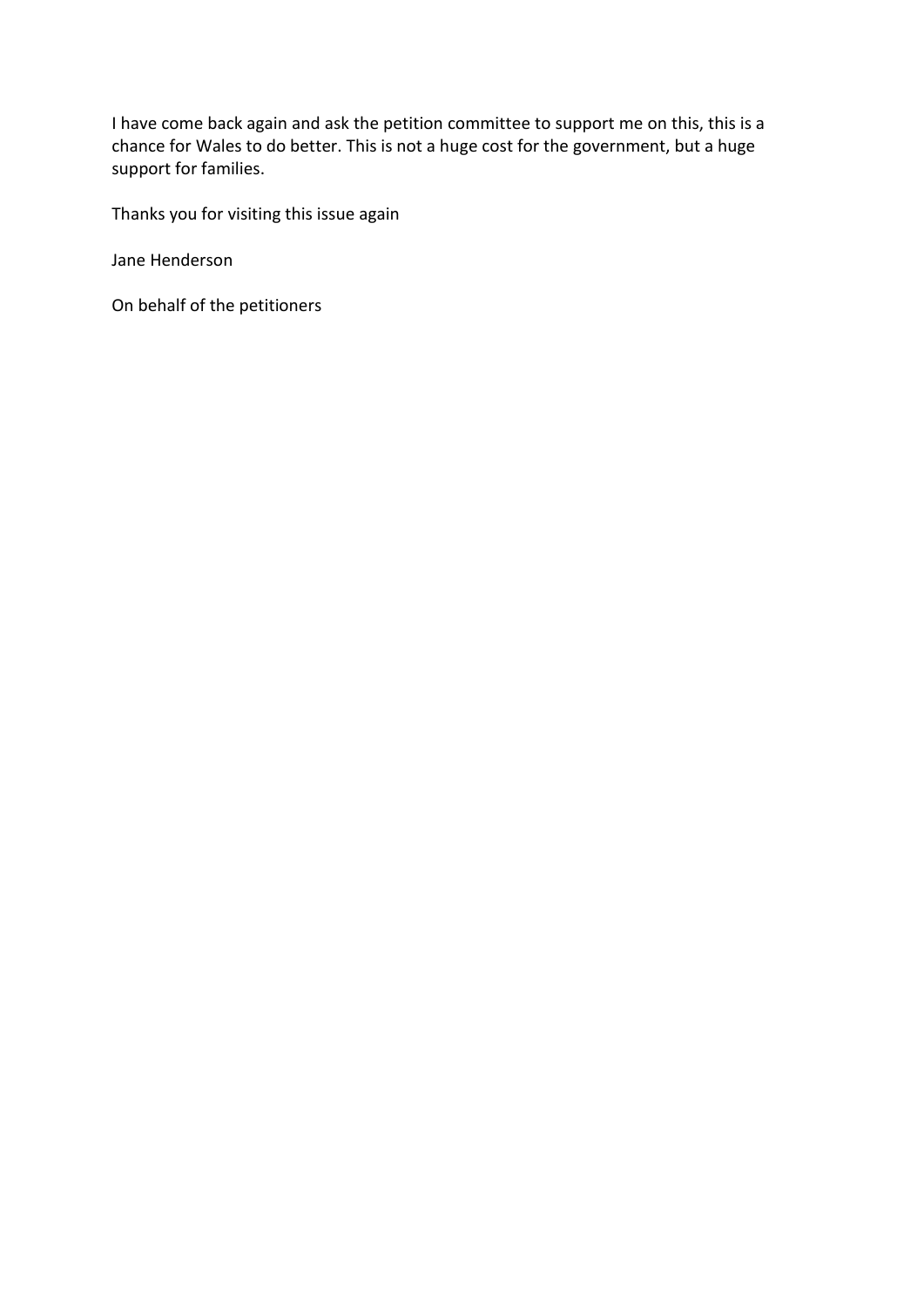I have come back again and ask the petition committee to support me on this, this is a chance for Wales to do better. This is not a huge cost for the government, but a huge support for families.

Thanks you for visiting this issue again

Jane Henderson

On behalf of the petitioners